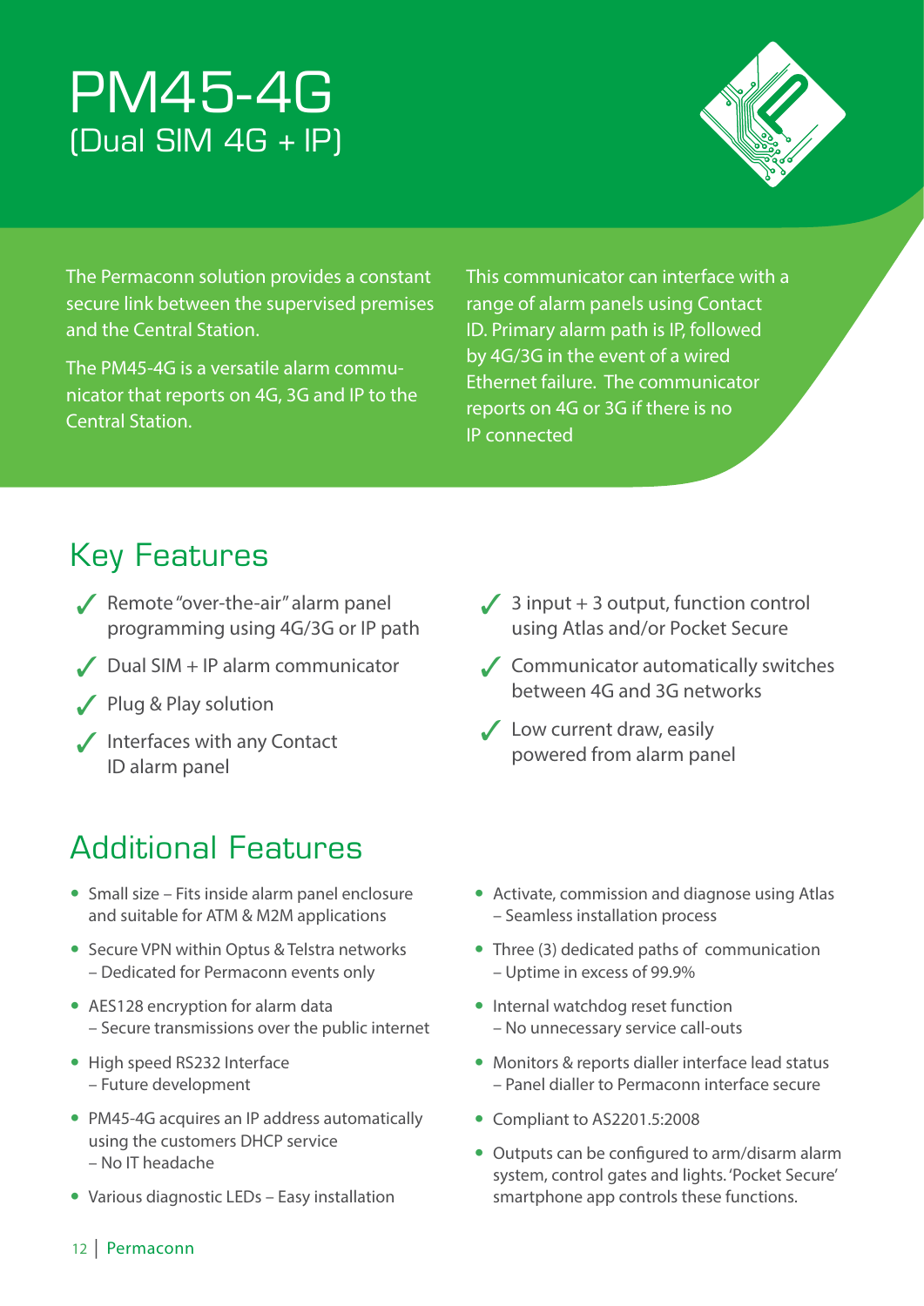# PM45-4G
## (Dual SIM 4G + IP)

The Permaconn solution provides a constant secure link between the supervised premises and the Central Station.

The PM45-4G is a versatile alarm communicator that reports on 4G, 3G and IP to the Central Station.

This communicator can interface with a range of alarm panels using Contact ID. Primary alarm path is IP, followed by 4G/3G in the event of a wired Ethernet failure. The communicator reports on 4G or 3G if there is no IP connected

## Key Features

- ✓ Remote "over-the-air" alarm panel programming using 4G/3G or IP path
- ✓ Dual SIM + IP alarm communicator
- ✓ Plug & Play solution
- ✓ Interfaces with any Contact ID alarm panel
- ✓ 3 input + 3 output, function control using Atlas and/or Pocket Secure
- ✓ Communicator automatically switches between 4G and 3G networks
- ✓ Low current draw, easily powered from alarm panel

## Additional Features

- Small size – Fits inside alarm panel enclosure and suitable for ATM & M2M applications
- Secure VPN within Optus & Telstra networks – Dedicated for Permaconn events only
- AES128 encryption for alarm data – Secure transmissions over the public internet
- High speed RS232 Interface – Future development
- PM45-4G acquires an IP address automatically using the customers DHCP service – No IT headache
- Various diagnostic LEDs – Easy installation
- Activate, commission and diagnose using Atlas – Seamless installation process
- Three (3) dedicated paths of communication – Uptime in excess of 99.9%
- Internal watchdog reset function – No unnecessary service call-outs
- Monitors & reports dialler interface lead status – Panel dialler to Permaconn interface secure
- Compliant to AS2201.5:2008
- Outputs can be configured to arm/disarm alarm system, control gates and lights. 'Pocket Secure' smartphone app controls these functions.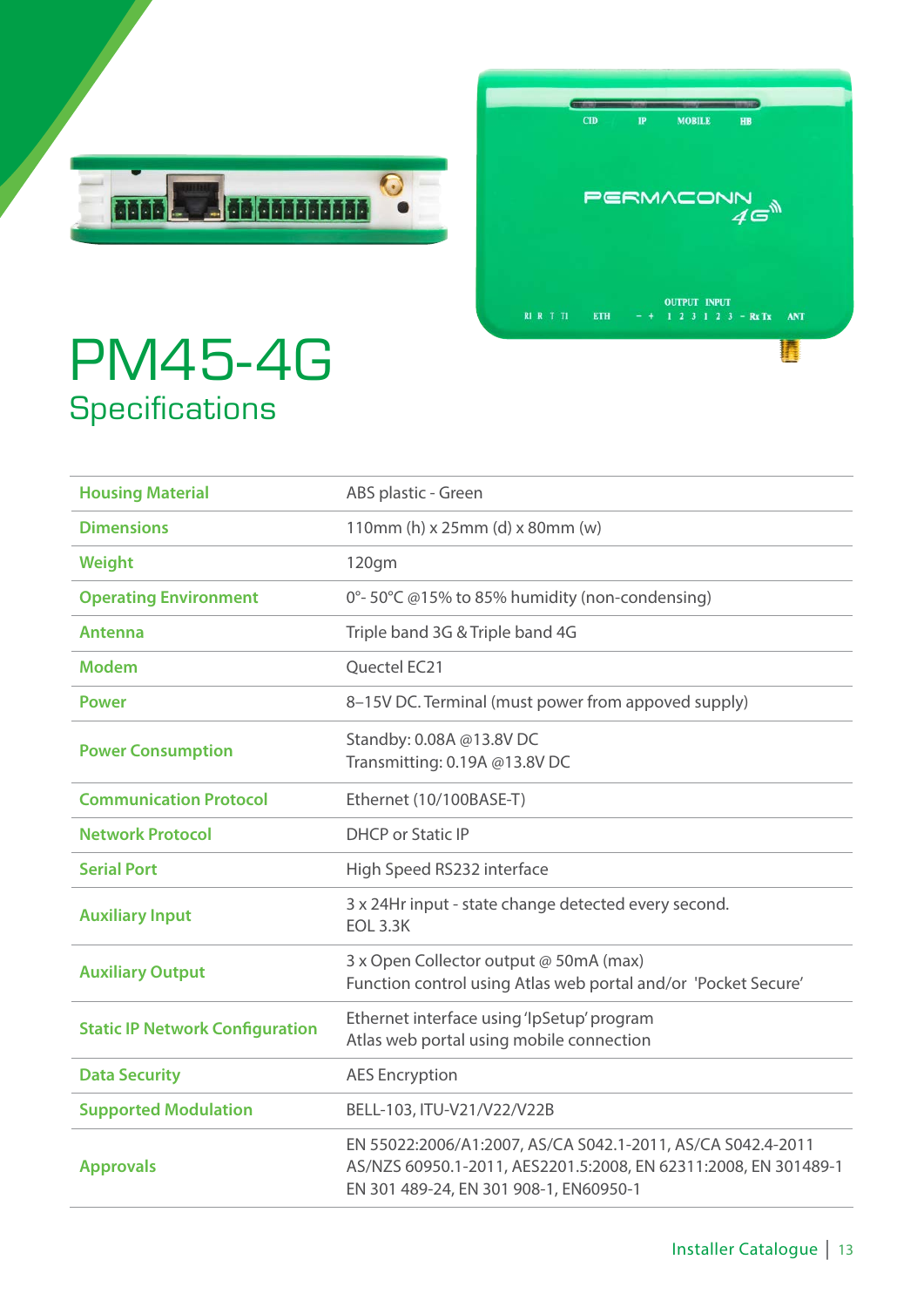# PM45-4G

## Specifications

| | |
|---|---|
| **Housing Material** | ABS plastic - Green |
| **Dimensions** | 110mm (h) x 25mm (d) x 80mm (w) |
| **Weight** | 120gm |
| **Operating Environment** | 0°- 50°C @15% to 85% humidity (non-condensing) |
| **Antenna** | Triple band 3G & Triple band 4G |
| **Modem** | Quectel EC21 |
| **Power** | 8–15V DC. Terminal (must power from appoved supply) |
| **Power Consumption** | Standby: 0.08A @13.8V DC<br>Transmitting: 0.19A @13.8V DC |
| **Communication Protocol** | Ethernet (10/100BASE-T) |
| **Network Protocol** | DHCP or Static IP |
| **Serial Port** | High Speed RS232 interface |
| **Auxiliary Input** | 3 x 24Hr input - state change detected every second.<br>EOL 3.3K |
| **Auxiliary Output** | 3 x Open Collector output @ 50mA (max)<br>Function control using Atlas web portal and/or 'Pocket Secure' |
| **Static IP Network Configuration** | Ethernet interface using 'IpSetup' program<br>Atlas web portal using mobile connection |
| **Data Security** | AES Encryption |
| **Supported Modulation** | BELL-103, ITU-V21/V22/V22B |
| **Approvals** | EN 55022:2006/A1:2007, AS/CA S042.1-2011, AS/CA S042.4-2011<br>AS/NZS 60950.1-2011, AES2201.5:2008, EN 62311:2008, EN 301489-1<br>EN 301 489-24, EN 301 908-1, EN60950-1 |